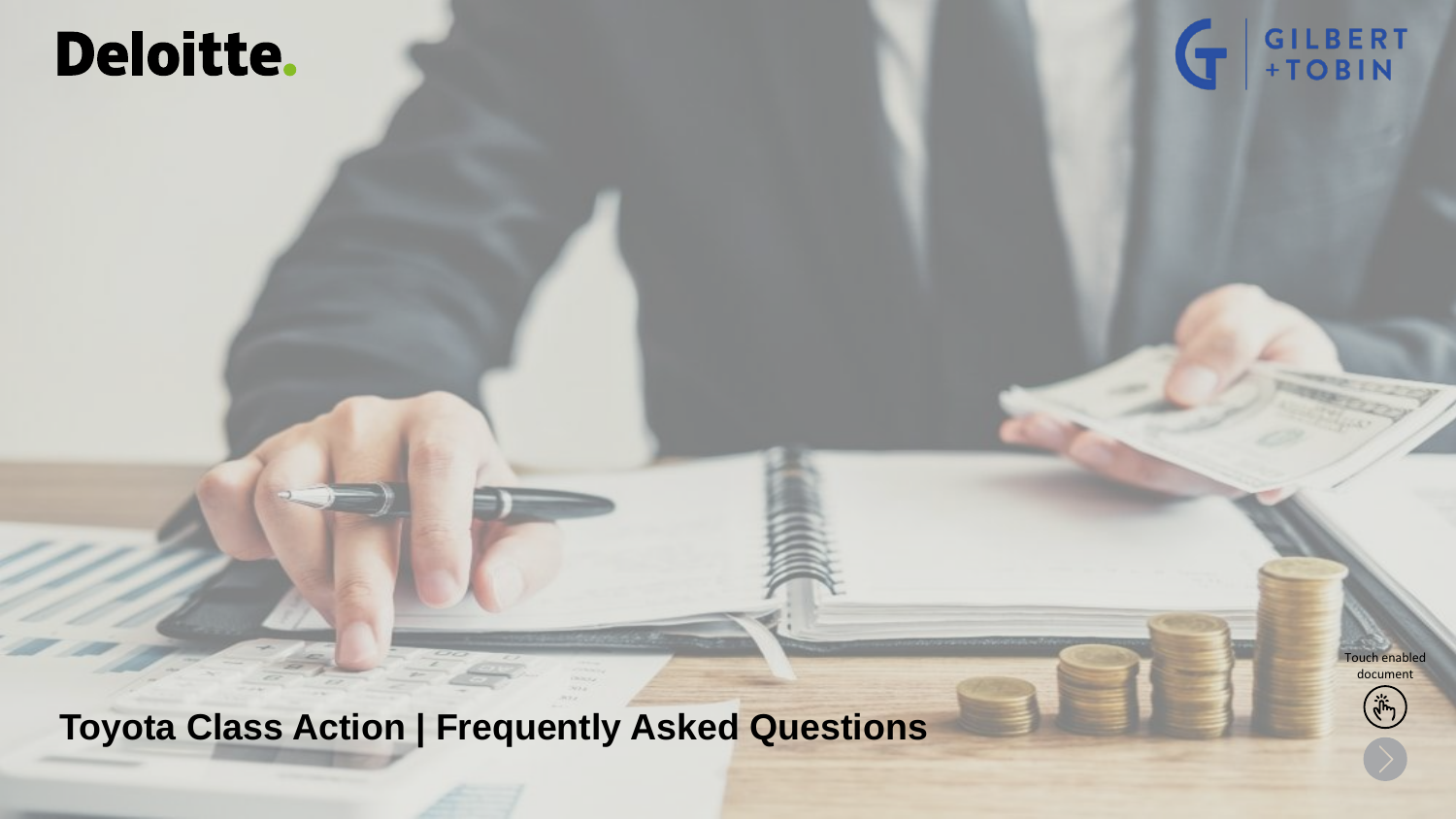Deloitte.

GILBERT +TOBIN

# Toyota Class Action | Frequently Asked Questions

Touch enabled document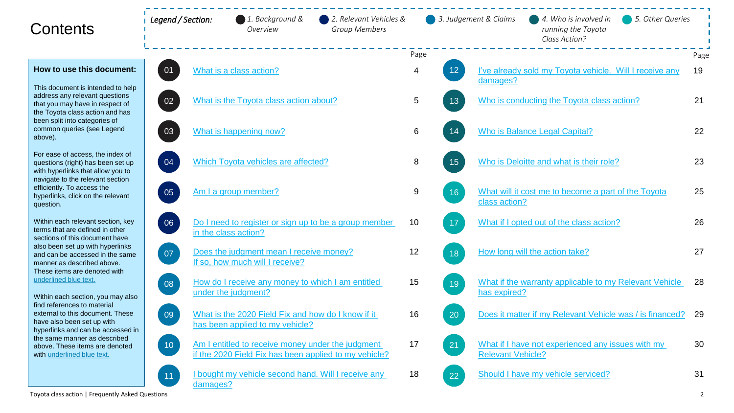# Contents

*Legend / Section:* 1. Background & Overview | 2. Relevant Vehicles & Group Members | 3. Judgement & Claims | 4. Who is involved in running the Toyota Class Action? | 5. Other Queries

**How to use this document:**

This document is intended to help address any relevant questions that you may have in respect of the Toyota class action and has been split into categories of common queries (see Legend above).

For ease of access, the index of questions (right) has been set up with hyperlinks that allow you to navigate to the relevant section efficiently. To access the hyperlinks, click on the relevant question.

Within each relevant section, key terms that are defined in other sections of this document have also been set up with hyperlinks and can be accessed in the same manner as described above. These items are denoted with underlined blue text.

Within each section, you may also find references to material external to this document. These have also been set up with hyperlinks and can be accessed in the same manner as described above. These items are denoted with underlined blue text.

| No. | Question | Page |
|---|---|---|
| 01 | What is a class action? | 4 |
| 02 | What is the Toyota class action about? | 5 |
| 03 | What is happening now? | 6 |
| 04 | Which Toyota vehicles are affected? | 8 |
| 05 | Am I a group member? | 9 |
| 06 | Do I need to register or sign up to be a group member in the class action? | 10 |
| 07 | Does the judgment mean I receive money? If so, how much will I receive? | 12 |
| 08 | How do I receive any money to which I am entitled under the judgment? | 15 |
| 09 | What is the 2020 Field Fix and how do I know if it has been applied to my vehicle? | 16 |
| 10 | Am I entitled to receive money under the judgment if the 2020 Field Fix has been applied to my vehicle? | 17 |
| 11 | I bought my vehicle second hand. Will I receive any damages? | 18 |
| 12 | I've already sold my Toyota vehicle. Will I receive any damages? | 19 |
| 13 | Who is conducting the Toyota class action? | 21 |
| 14 | Who is Balance Legal Capital? | 22 |
| 15 | Who is Deloitte and what is their role? | 23 |
| 16 | What will it cost me to become a part of the Toyota class action? | 25 |
| 17 | What if I opted out of the class action? | 26 |
| 18 | How long will the action take? | 27 |
| 19 | What if the warranty applicable to my Relevant Vehicle has expired? | 28 |
| 20 | Does it matter if my Relevant Vehicle was / is financed? | 29 |
| 21 | What if I have not experienced any issues with my Relevant Vehicle? | 30 |
| 22 | Should I have my vehicle serviced? | 31 |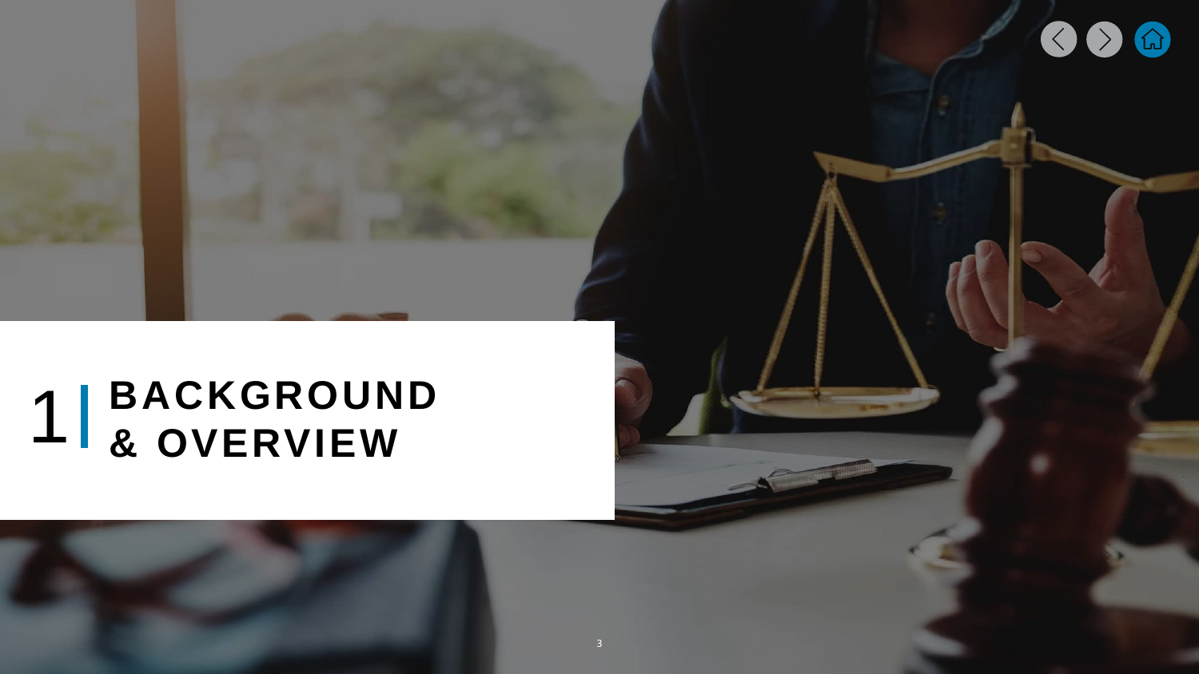# 1 | BACKGROUND & OVERVIEW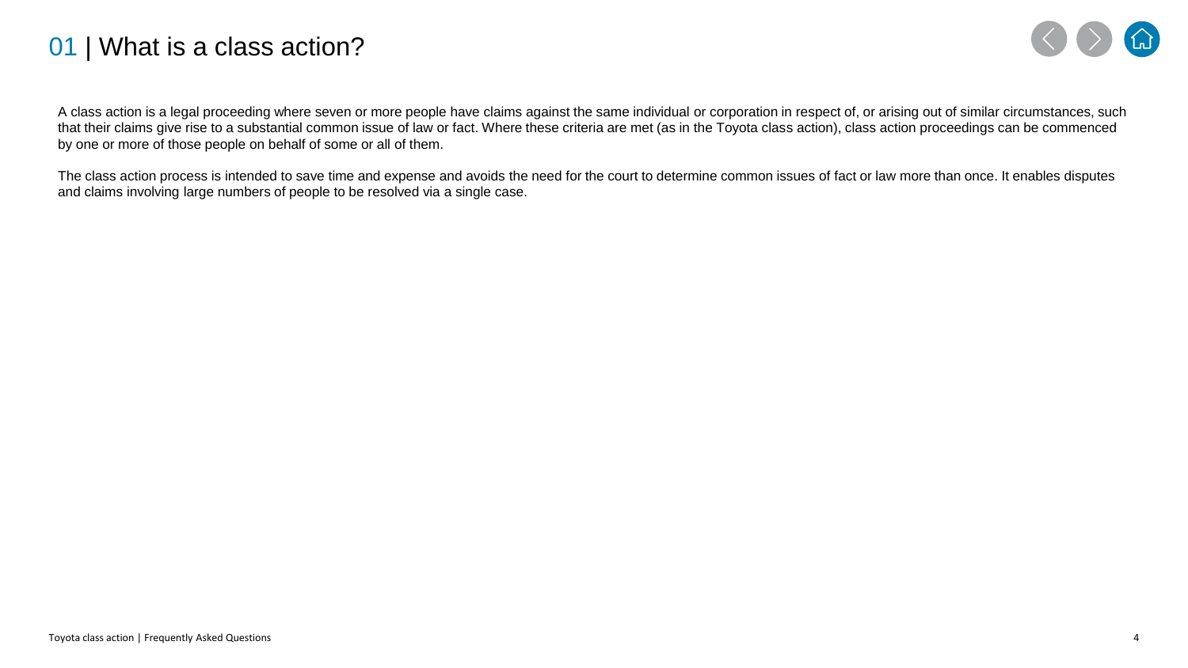# 01 | What is a class action?

A class action is a legal proceeding where seven or more people have claims against the same individual or corporation in respect of, or arising out of similar circumstances, such that their claims give rise to a substantial common issue of law or fact. Where these criteria are met (as in the Toyota class action), class action proceedings can be commenced by one or more of those people on behalf of some or all of them.

The class action process is intended to save time and expense and avoids the need for the court to determine common issues of fact or law more than once. It enables disputes and claims involving large numbers of people to be resolved via a single case.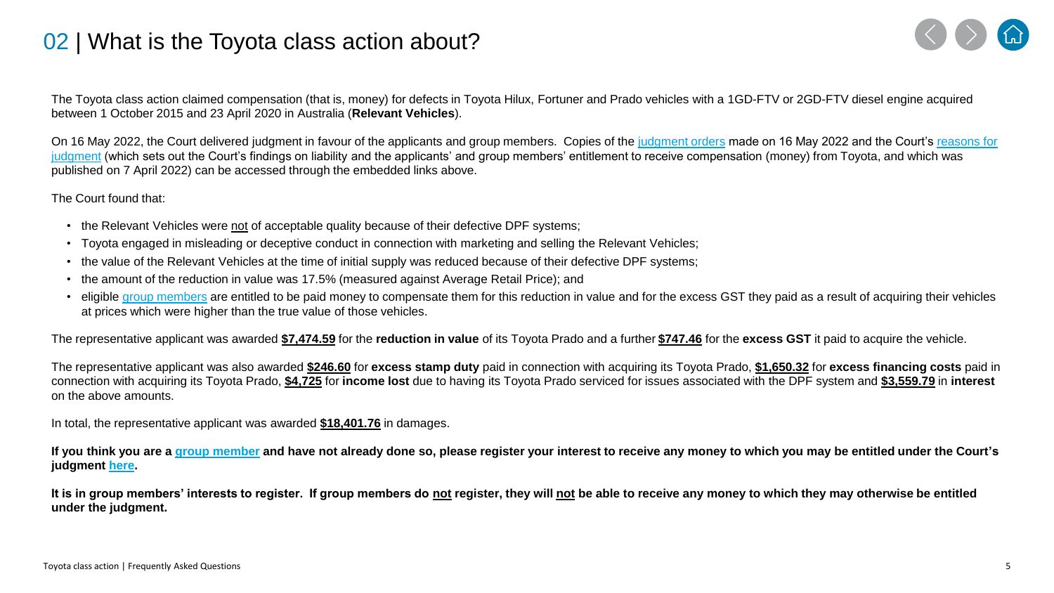# 02 | What is the Toyota class action about?

The Toyota class action claimed compensation (that is, money) for defects in Toyota Hilux, Fortuner and Prado vehicles with a 1GD-FTV or 2GD-FTV diesel engine acquired between 1 October 2015 and 23 April 2020 in Australia (**Relevant Vehicles**).

On 16 May 2022, the Court delivered judgment in favour of the applicants and group members. Copies of the judgment orders made on 16 May 2022 and the Court's reasons for judgment (which sets out the Court's findings on liability and the applicants' and group members' entitlement to receive compensation (money) from Toyota, and which was published on 7 April 2022) can be accessed through the embedded links above.

The Court found that:

- the Relevant Vehicles were not of acceptable quality because of their defective DPF systems;
- Toyota engaged in misleading or deceptive conduct in connection with marketing and selling the Relevant Vehicles;
- the value of the Relevant Vehicles at the time of initial supply was reduced because of their defective DPF systems;
- the amount of the reduction in value was 17.5% (measured against Average Retail Price); and
- eligible group members are entitled to be paid money to compensate them for this reduction in value and for the excess GST they paid as a result of acquiring their vehicles at prices which were higher than the true value of those vehicles.

The representative applicant was awarded **$7,474.59** for the **reduction in value** of its Toyota Prado and a further **$747.46** for the **excess GST** it paid to acquire the vehicle.

The representative applicant was also awarded **$246.60** for **excess stamp duty** paid in connection with acquiring its Toyota Prado, **$1,650.32** for **excess financing costs** paid in connection with acquiring its Toyota Prado, **$4,725** for **income lost** due to having its Toyota Prado serviced for issues associated with the DPF system and **$3,559.79** in **interest** on the above amounts.

In total, the representative applicant was awarded **$18,401.76** in damages.

**If you think you are a group member and have not already done so, please register your interest to receive any money to which you may be entitled under the Court's judgment here.**

**It is in group members' interests to register. If group members do not register, they will not be able to receive any money to which they may otherwise be entitled under the judgment.**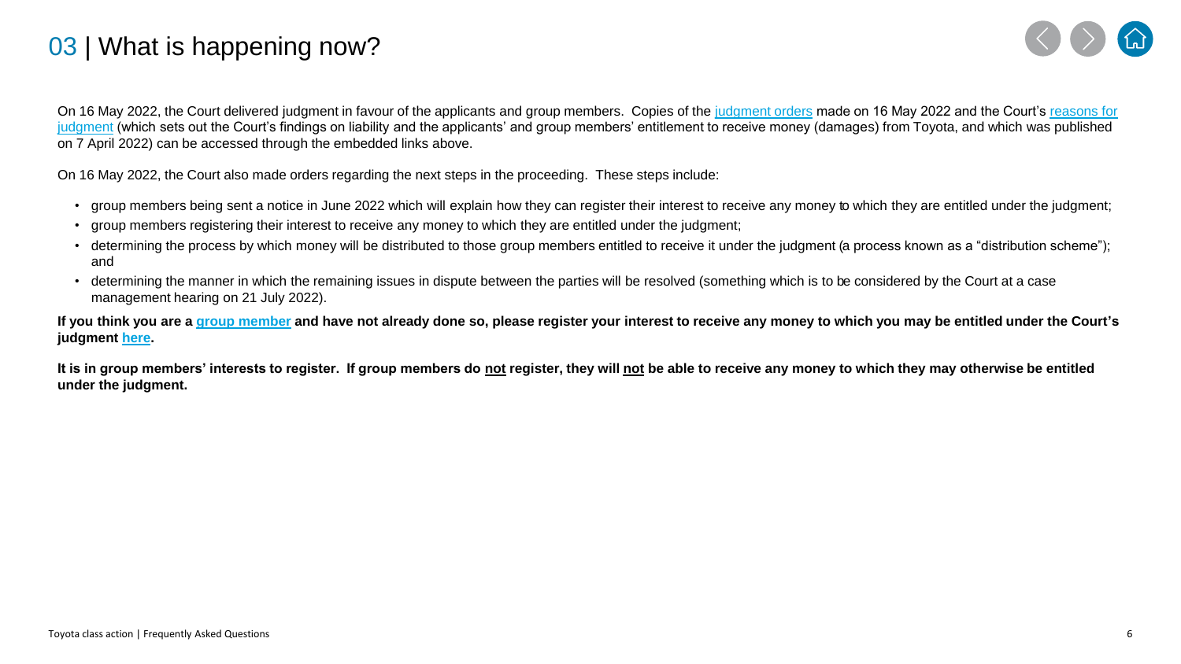# 03 | What is happening now?

On 16 May 2022, the Court delivered judgment in favour of the applicants and group members. Copies of the judgment orders made on 16 May 2022 and the Court's reasons for judgment (which sets out the Court's findings on liability and the applicants' and group members' entitlement to receive money (damages) from Toyota, and which was published on 7 April 2022) can be accessed through the embedded links above.

On 16 May 2022, the Court also made orders regarding the next steps in the proceeding. These steps include:

- group members being sent a notice in June 2022 which will explain how they can register their interest to receive any money to which they are entitled under the judgment;
- group members registering their interest to receive any money to which they are entitled under the judgment;
- determining the process by which money will be distributed to those group members entitled to receive it under the judgment (a process known as a "distribution scheme"); and
- determining the manner in which the remaining issues in dispute between the parties will be resolved (something which is to be considered by the Court at a case management hearing on 21 July 2022).

**If you think you are a group member and have not already done so, please register your interest to receive any money to which you may be entitled under the Court's judgment here.**

**It is in group members' interests to register. If group members do not register, they will not be able to receive any money to which they may otherwise be entitled under the judgment.**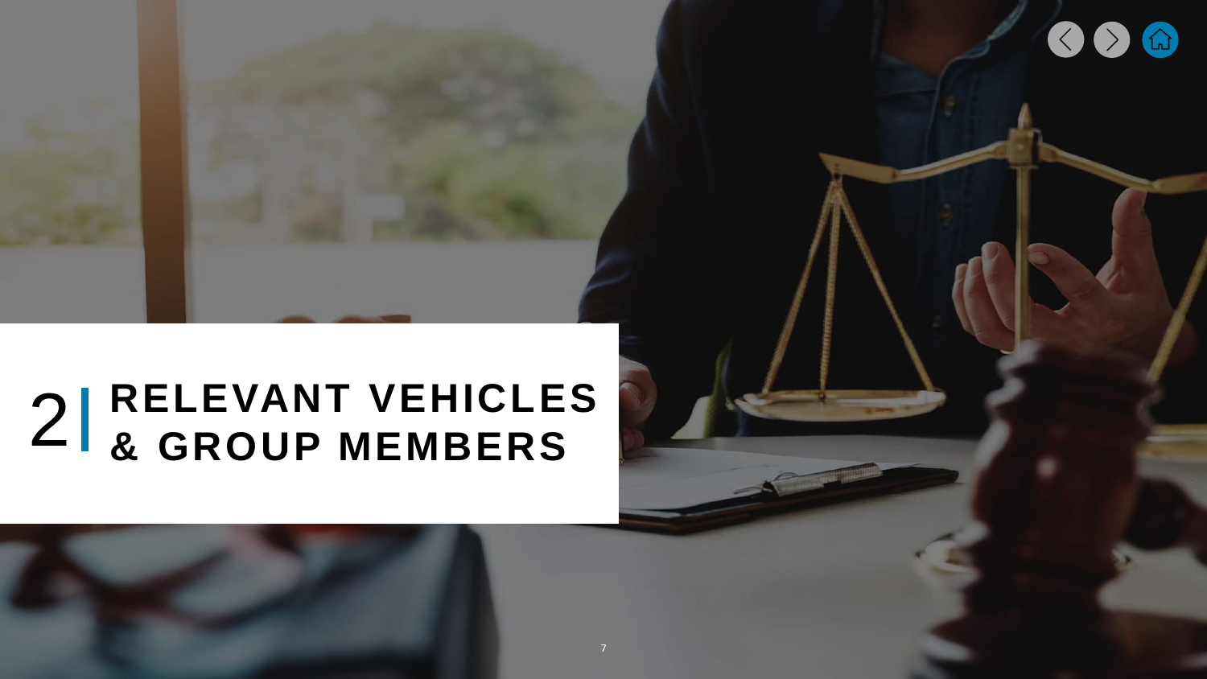# 2 | RELEVANT VEHICLES & GROUP MEMBERS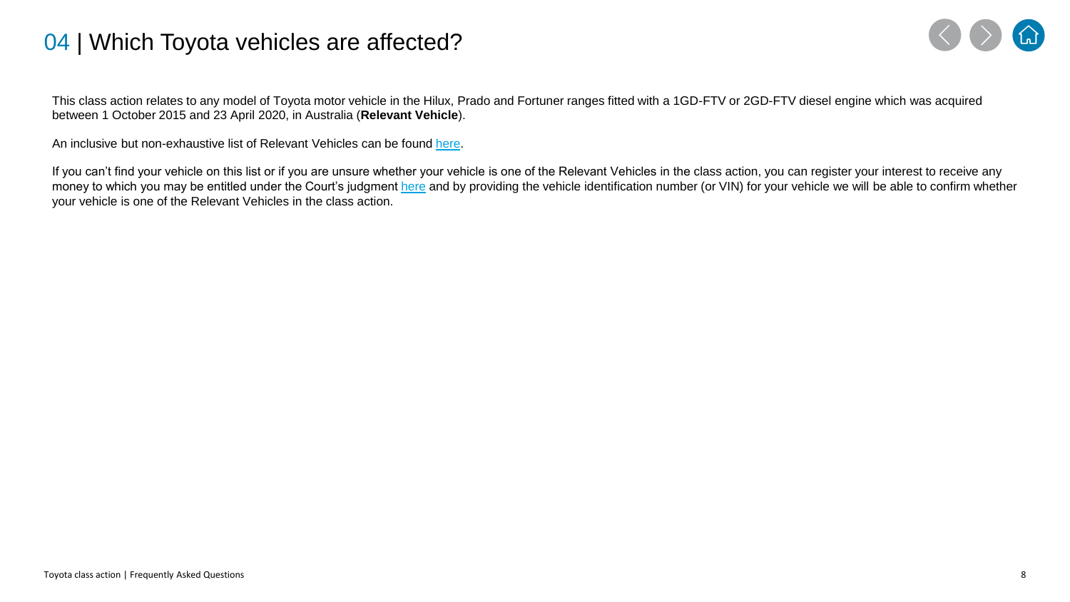# 04 | Which Toyota vehicles are affected?

This class action relates to any model of Toyota motor vehicle in the Hilux, Prado and Fortuner ranges fitted with a 1GD-FTV or 2GD-FTV diesel engine which was acquired between 1 October 2015 and 23 April 2020, in Australia (**Relevant Vehicle**).

An inclusive but non-exhaustive list of Relevant Vehicles can be found here.

If you can't find your vehicle on this list or if you are unsure whether your vehicle is one of the Relevant Vehicles in the class action, you can register your interest to receive any money to which you may be entitled under the Court's judgment here and by providing the vehicle identification number (or VIN) for your vehicle we will be able to confirm whether your vehicle is one of the Relevant Vehicles in the class action.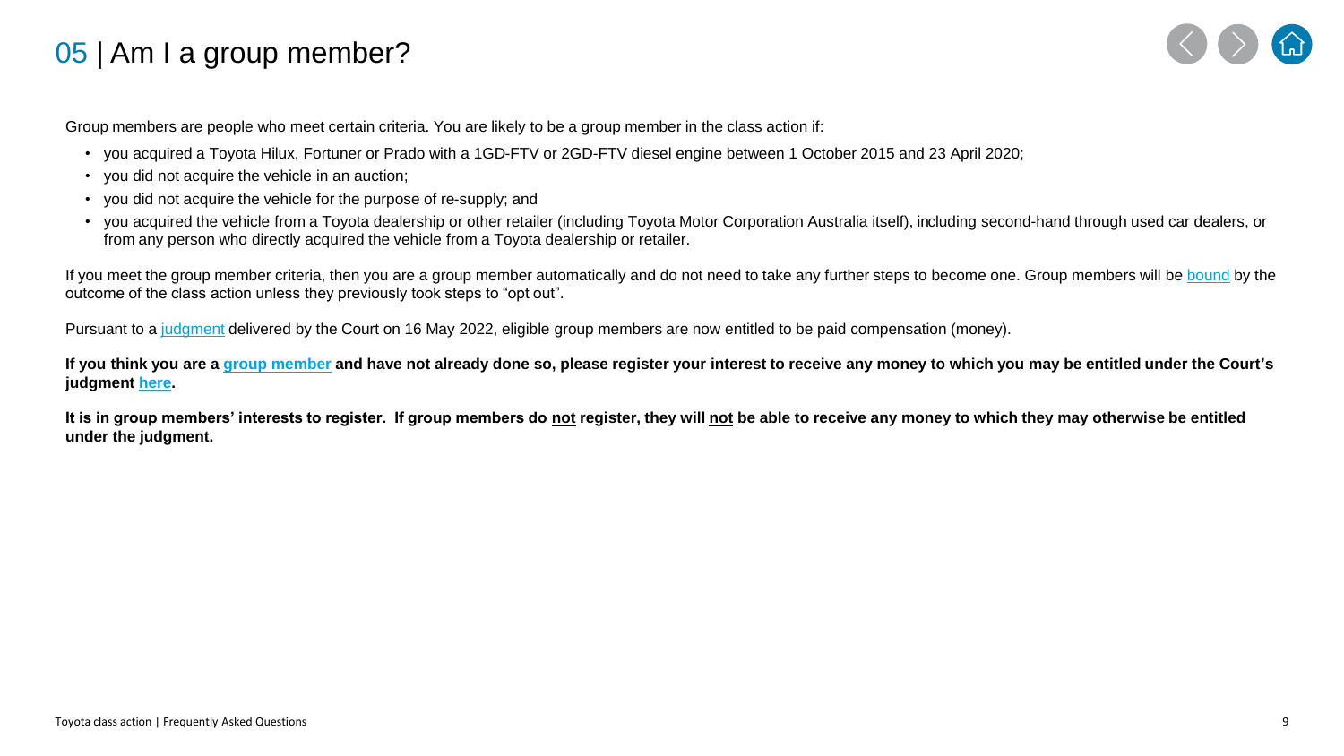# 05 | Am I a group member?

Group members are people who meet certain criteria. You are likely to be a group member in the class action if:

- you acquired a Toyota Hilux, Fortuner or Prado with a 1GD-FTV or 2GD-FTV diesel engine between 1 October 2015 and 23 April 2020;
- you did not acquire the vehicle in an auction;
- you did not acquire the vehicle for the purpose of re-supply; and
- you acquired the vehicle from a Toyota dealership or other retailer (including Toyota Motor Corporation Australia itself), including second-hand through used car dealers, or from any person who directly acquired the vehicle from a Toyota dealership or retailer.

If you meet the group member criteria, then you are a group member automatically and do not need to take any further steps to become one. Group members will be bound by the outcome of the class action unless they previously took steps to "opt out".

Pursuant to a judgment delivered by the Court on 16 May 2022, eligible group members are now entitled to be paid compensation (money).

**If you think you are a group member and have not already done so, please register your interest to receive any money to which you may be entitled under the Court's judgment here.**

**It is in group members' interests to register. If group members do not register, they will not be able to receive any money to which they may otherwise be entitled under the judgment.**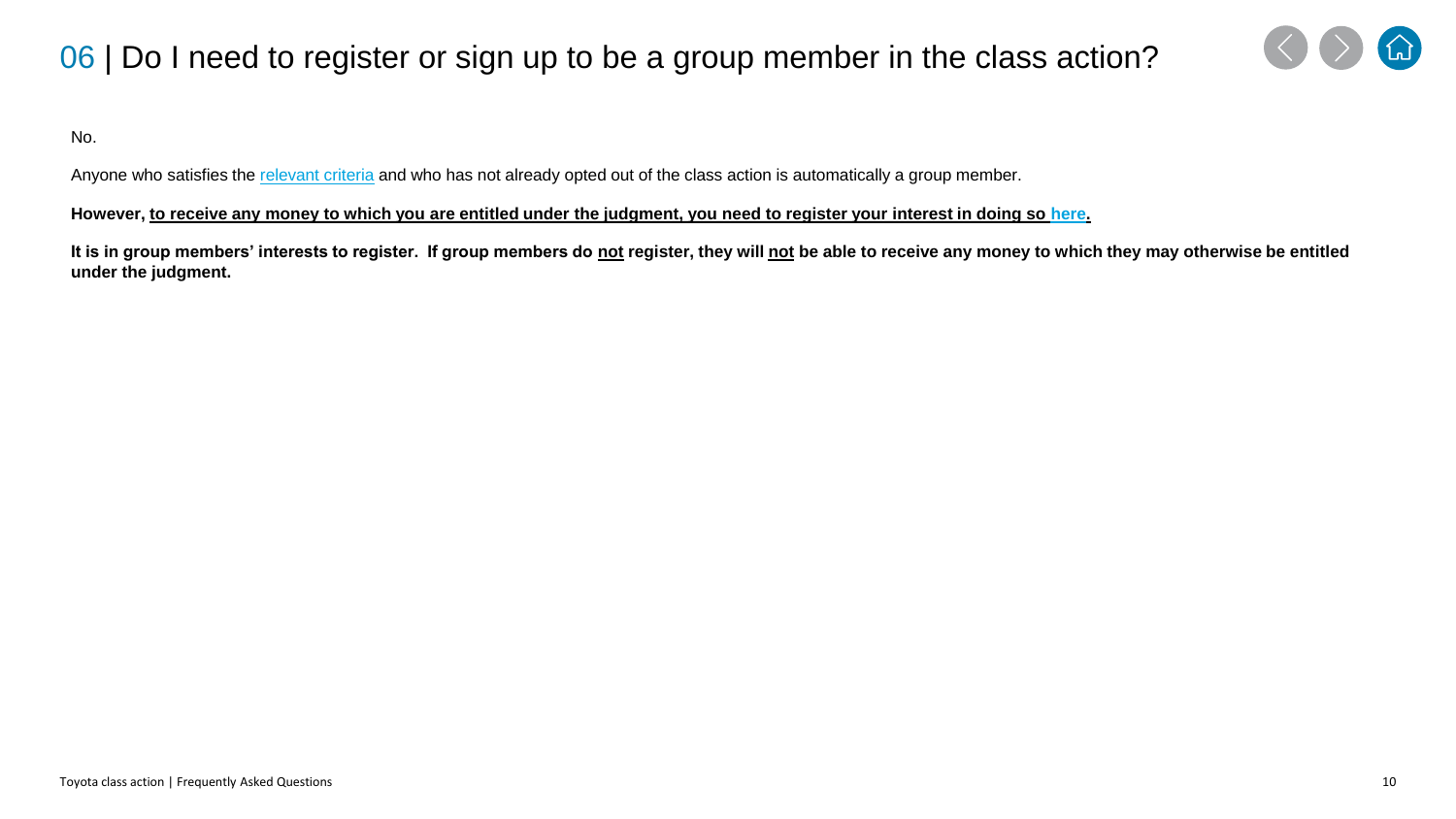## 06 | Do I need to register or sign up to be a group member in the class action?

No.

Anyone who satisfies the relevant criteria and who has not already opted out of the class action is automatically a group member.

**However, to receive any money to which you are entitled under the judgment, you need to register your interest in doing so here.**

**It is in group members' interests to register. If group members do not register, they will not be able to receive any money to which they may otherwise be entitled under the judgment.**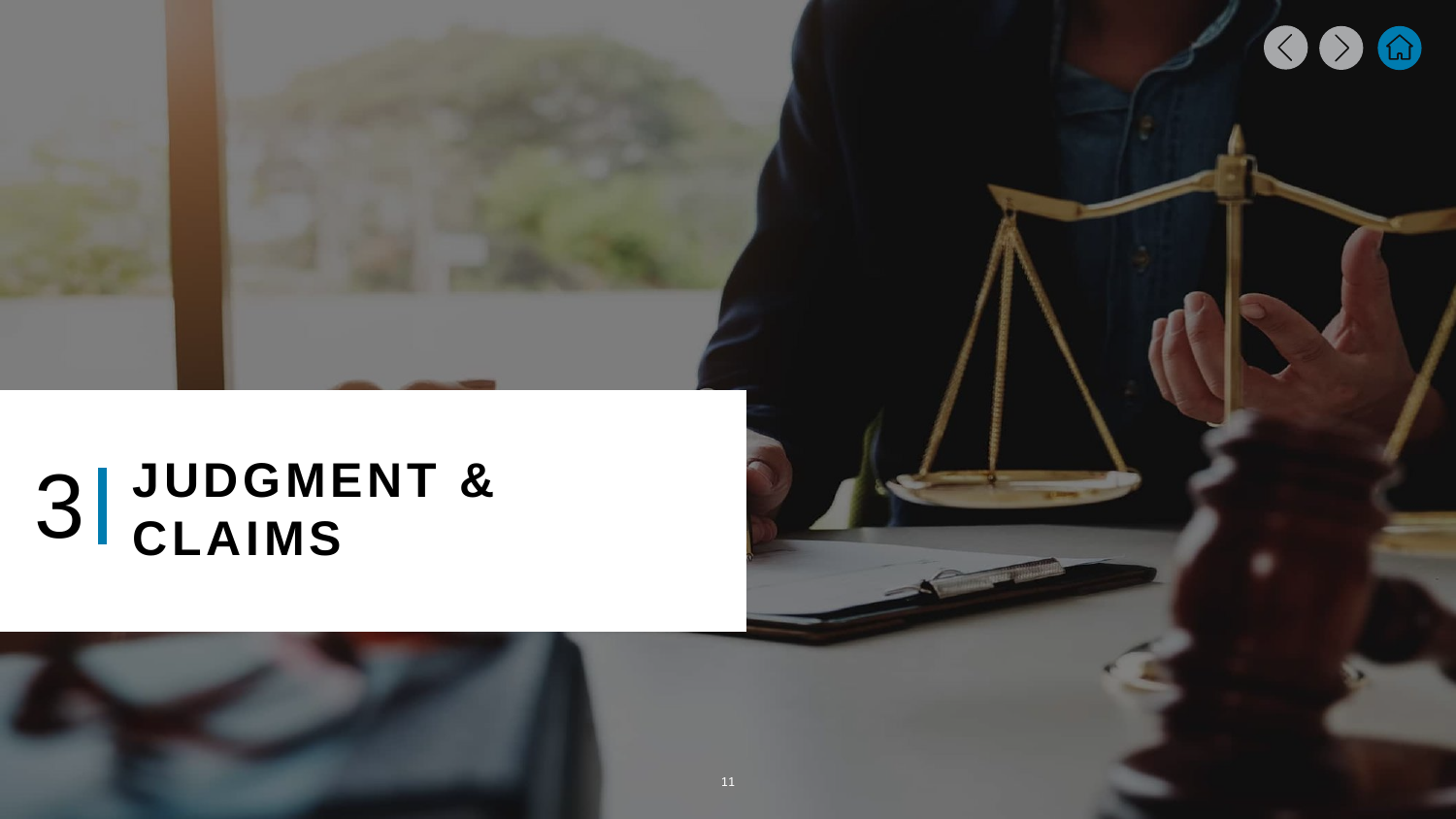# 3 | JUDGMENT & CLAIMS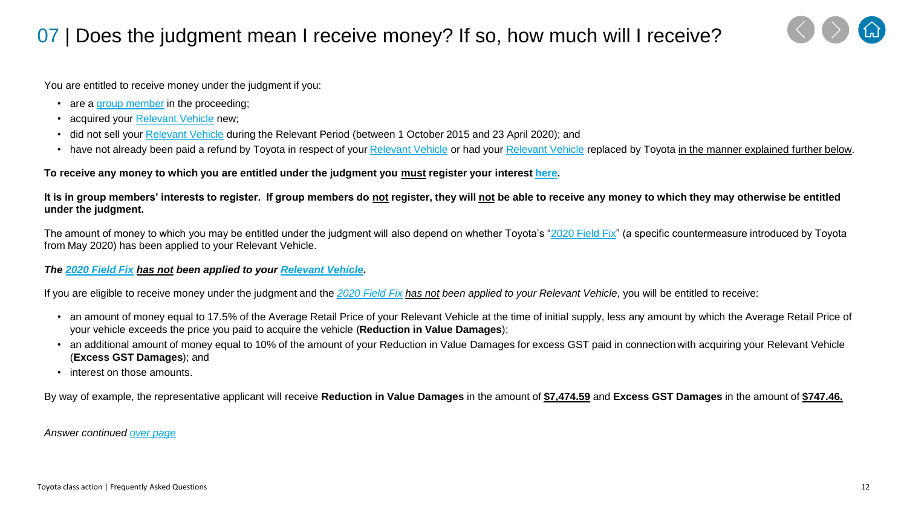# 07 | Does the judgment mean I receive money? If so, how much will I receive?

You are entitled to receive money under the judgment if you:

- are a group member in the proceeding;
- acquired your Relevant Vehicle new;
- did not sell your Relevant Vehicle during the Relevant Period (between 1 October 2015 and 23 April 2020); and
- have not already been paid a refund by Toyota in respect of your Relevant Vehicle or had your Relevant Vehicle replaced by Toyota in the manner explained further below.

**To receive any money to which you are entitled under the judgment you must register your interest here.**

**It is in group members' interests to register. If group members do not register, they will not be able to receive any money to which they may otherwise be entitled under the judgment.**

The amount of money to which you may be entitled under the judgment will also depend on whether Toyota's "2020 Field Fix" (a specific countermeasure introduced by Toyota from May 2020) has been applied to your Relevant Vehicle.

***The 2020 Field Fix has not been applied to your Relevant Vehicle.***

If you are eligible to receive money under the judgment and the *2020 Field Fix has not been applied to your Relevant Vehicle*, you will be entitled to receive:

- an amount of money equal to 17.5% of the Average Retail Price of your Relevant Vehicle at the time of initial supply, less any amount by which the Average Retail Price of your vehicle exceeds the price you paid to acquire the vehicle (**Reduction in Value Damages**);
- an additional amount of money equal to 10% of the amount of your Reduction in Value Damages for excess GST paid in connection with acquiring your Relevant Vehicle (**Excess GST Damages**); and
- interest on those amounts.

By way of example, the representative applicant will receive **Reduction in Value Damages** in the amount of **$7,474.59** and **Excess GST Damages** in the amount of **$747.46.**

*Answer continued over page*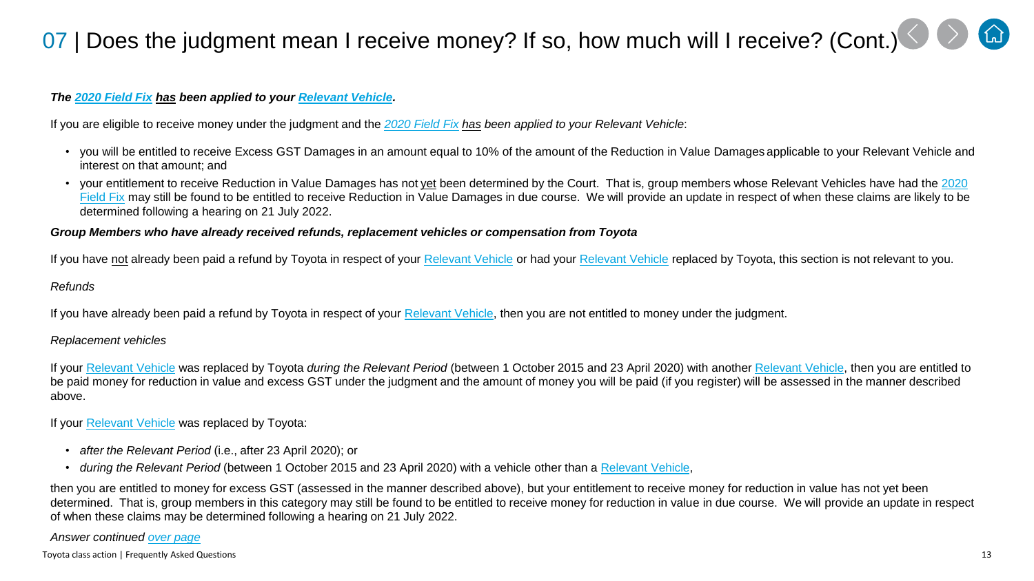# 07 | Does the judgment mean I receive money? If so, how much will I receive? (Cont.)

***The 2020 Field Fix has been applied to your Relevant Vehicle.***

If you are eligible to receive money under the judgment and the *2020 Field Fix has been applied to your Relevant Vehicle*:

- you will be entitled to receive Excess GST Damages in an amount equal to 10% of the amount of the Reduction in Value Damages applicable to your Relevant Vehicle and interest on that amount; and
- your entitlement to receive Reduction in Value Damages has not yet been determined by the Court. That is, group members whose Relevant Vehicles have had the 2020 Field Fix may still be found to be entitled to receive Reduction in Value Damages in due course. We will provide an update in respect of when these claims are likely to be determined following a hearing on 21 July 2022.

***Group Members who have already received refunds, replacement vehicles or compensation from Toyota***

If you have not already been paid a refund by Toyota in respect of your Relevant Vehicle or had your Relevant Vehicle replaced by Toyota, this section is not relevant to you.

*Refunds*

If you have already been paid a refund by Toyota in respect of your Relevant Vehicle, then you are not entitled to money under the judgment.

*Replacement vehicles*

If your Relevant Vehicle was replaced by Toyota *during the Relevant Period* (between 1 October 2015 and 23 April 2020) with another Relevant Vehicle, then you are entitled to be paid money for reduction in value and excess GST under the judgment and the amount of money you will be paid (if you register) will be assessed in the manner described above.

If your Relevant Vehicle was replaced by Toyota:

- *after the Relevant Period* (i.e., after 23 April 2020); or
- *during the Relevant Period* (between 1 October 2015 and 23 April 2020) with a vehicle other than a Relevant Vehicle,

then you are entitled to money for excess GST (assessed in the manner described above), but your entitlement to receive money for reduction in value has not yet been determined. That is, group members in this category may still be found to be entitled to receive money for reduction in value in due course. We will provide an update in respect of when these claims may be determined following a hearing on 21 July 2022.

*Answer continued over page*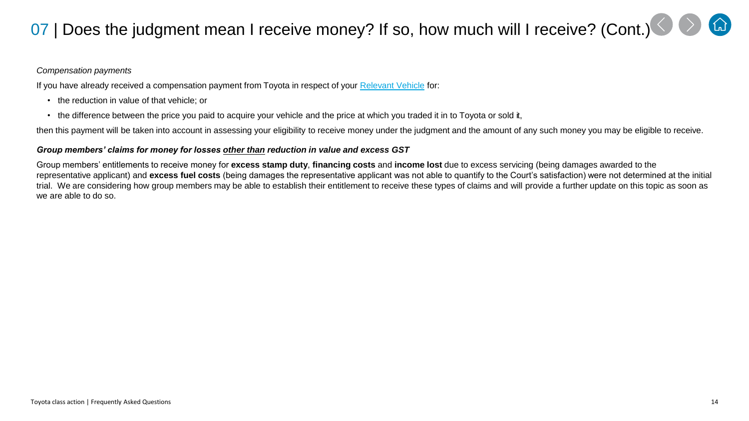# 07 | Does the judgment mean I receive money? If so, how much will I receive? (Cont.)

*Compensation payments*

If you have already received a compensation payment from Toyota in respect of your Relevant Vehicle for:

- the reduction in value of that vehicle; or
- the difference between the price you paid to acquire your vehicle and the price at which you traded it in to Toyota or sold it,

then this payment will be taken into account in assessing your eligibility to receive money under the judgment and the amount of any such money you may be eligible to receive.

***Group members' claims for money for losses other than reduction in value and excess GST***

Group members' entitlements to receive money for **excess stamp duty**, **financing costs** and **income lost** due to excess servicing (being damages awarded to the representative applicant) and **excess fuel costs** (being damages the representative applicant was not able to quantify to the Court's satisfaction) were not determined at the initial trial. We are considering how group members may be able to establish their entitlement to receive these types of claims and will provide a further update on this topic as soon as we are able to do so.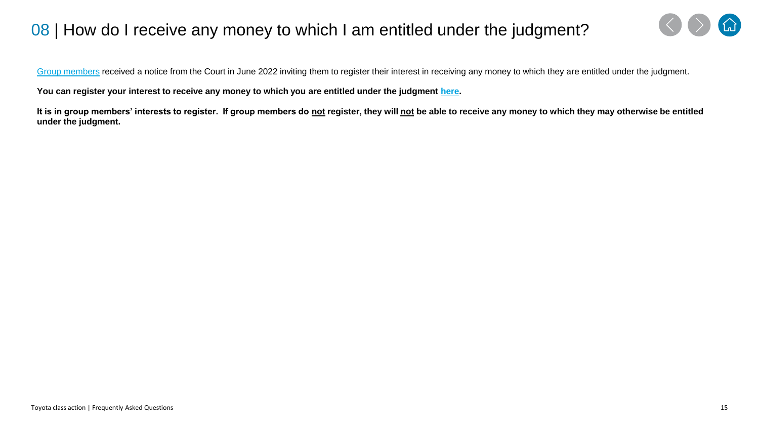# 08 | How do I receive any money to which I am entitled under the judgment?

Group members received a notice from the Court in June 2022 inviting them to register their interest in receiving any money to which they are entitled under the judgment.

**You can register your interest to receive any money to which you are entitled under the judgment here.**

**It is in group members' interests to register. If group members do not register, they will not be able to receive any money to which they may otherwise be entitled under the judgment.**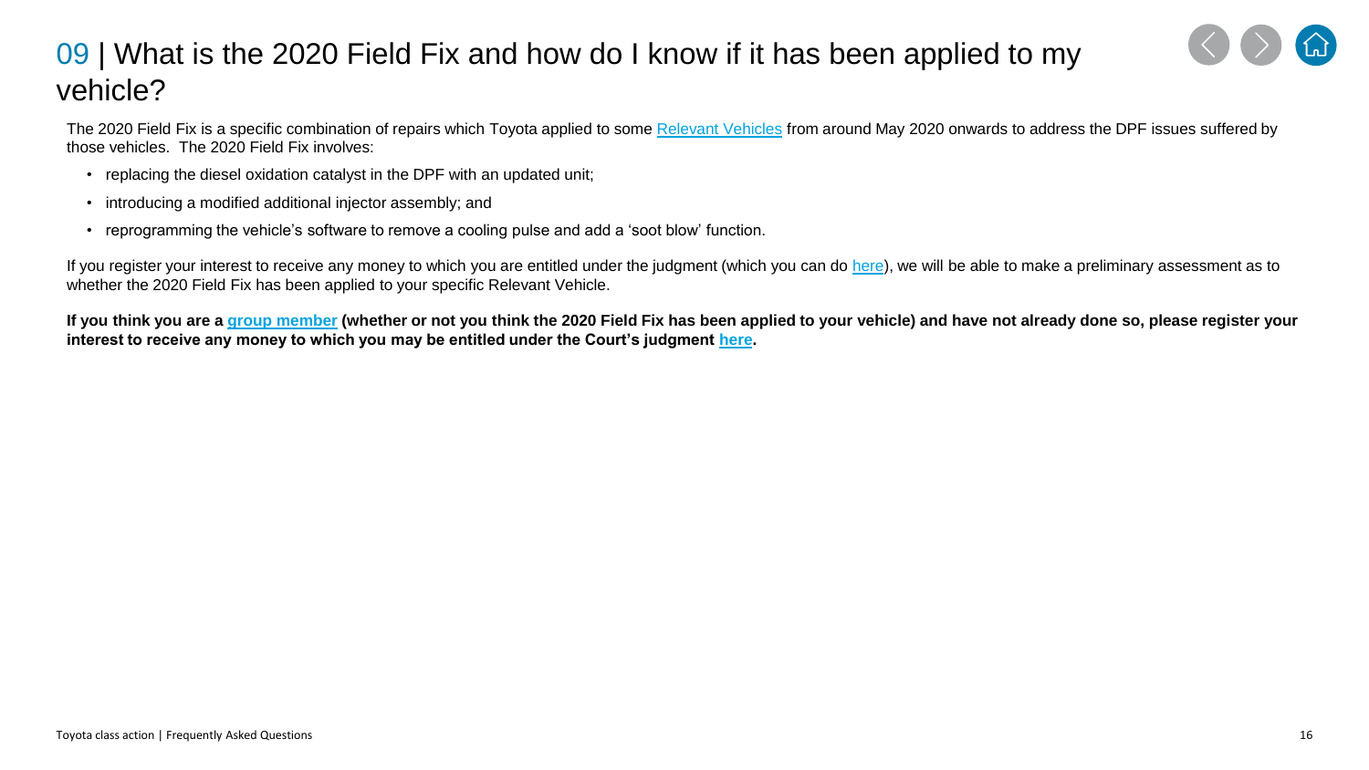# 09 | What is the 2020 Field Fix and how do I know if it has been applied to my vehicle?

The 2020 Field Fix is a specific combination of repairs which Toyota applied to some Relevant Vehicles from around May 2020 onwards to address the DPF issues suffered by those vehicles. The 2020 Field Fix involves:

- replacing the diesel oxidation catalyst in the DPF with an updated unit;
- introducing a modified additional injector assembly; and
- reprogramming the vehicle's software to remove a cooling pulse and add a 'soot blow' function.

If you register your interest to receive any money to which you are entitled under the judgment (which you can do here), we will be able to make a preliminary assessment as to whether the 2020 Field Fix has been applied to your specific Relevant Vehicle.

**If you think you are a group member (whether or not you think the 2020 Field Fix has been applied to your vehicle) and have not already done so, please register your interest to receive any money to which you may be entitled under the Court's judgment here.**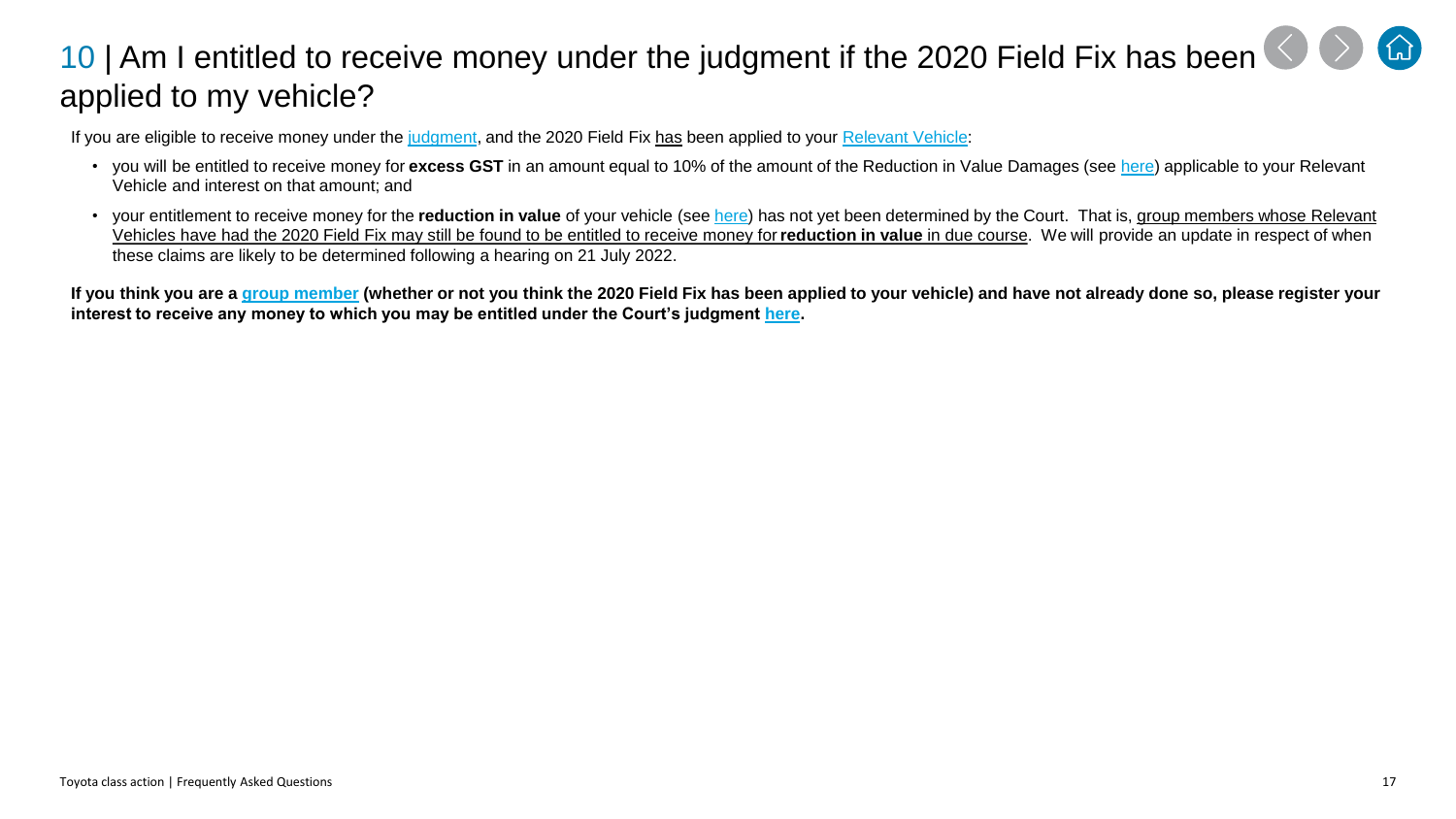# 10 | Am I entitled to receive money under the judgment if the 2020 Field Fix has been applied to my vehicle?

If you are eligible to receive money under the judgment, and the 2020 Field Fix has been applied to your Relevant Vehicle:

- you will be entitled to receive money for **excess GST** in an amount equal to 10% of the amount of the Reduction in Value Damages (see here) applicable to your Relevant Vehicle and interest on that amount; and
- your entitlement to receive money for the **reduction in value** of your vehicle (see here) has not yet been determined by the Court. That is, group members whose Relevant Vehicles have had the 2020 Field Fix may still be found to be entitled to receive money for **reduction in value** in due course. We will provide an update in respect of when these claims are likely to be determined following a hearing on 21 July 2022.

**If you think you are a group member (whether or not you think the 2020 Field Fix has been applied to your vehicle) and have not already done so, please register your interest to receive any money to which you may be entitled under the Court's judgment here.**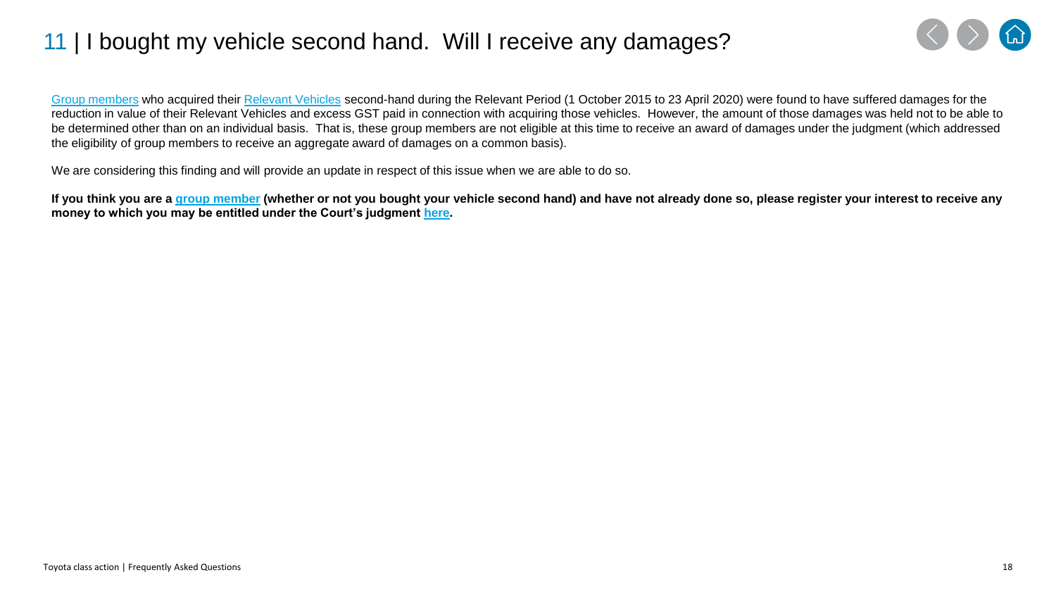# 11 | I bought my vehicle second hand. Will I receive any damages?

Group members who acquired their Relevant Vehicles second-hand during the Relevant Period (1 October 2015 to 23 April 2020) were found to have suffered damages for the reduction in value of their Relevant Vehicles and excess GST paid in connection with acquiring those vehicles. However, the amount of those damages was held not to be able to be determined other than on an individual basis. That is, these group members are not eligible at this time to receive an award of damages under the judgment (which addressed the eligibility of group members to receive an aggregate award of damages on a common basis).

We are considering this finding and will provide an update in respect of this issue when we are able to do so.

**If you think you are a group member (whether or not you bought your vehicle second hand) and have not already done so, please register your interest to receive any money to which you may be entitled under the Court's judgment here.**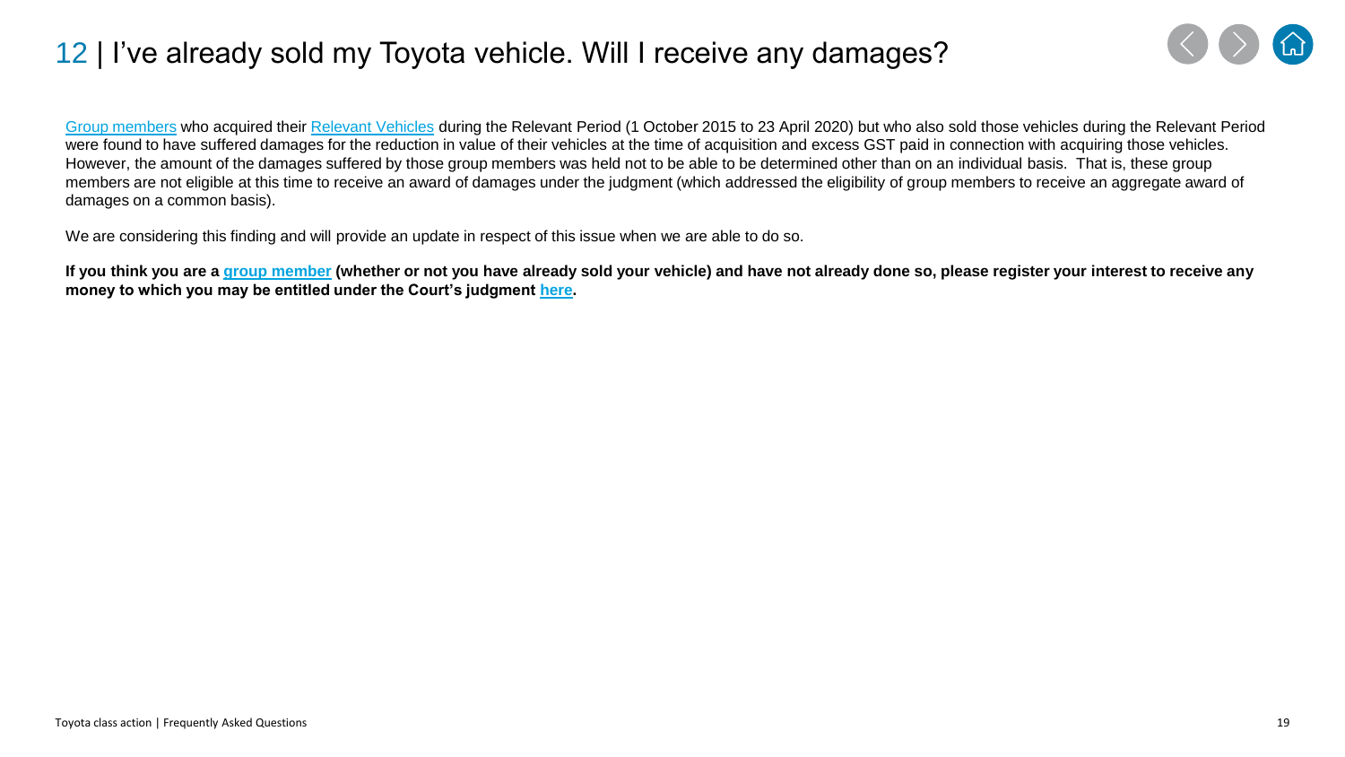# 12 | I've already sold my Toyota vehicle. Will I receive any damages?

Group members who acquired their Relevant Vehicles during the Relevant Period (1 October 2015 to 23 April 2020) but who also sold those vehicles during the Relevant Period were found to have suffered damages for the reduction in value of their vehicles at the time of acquisition and excess GST paid in connection with acquiring those vehicles. However, the amount of the damages suffered by those group members was held not to be able to be determined other than on an individual basis. That is, these group members are not eligible at this time to receive an award of damages under the judgment (which addressed the eligibility of group members to receive an aggregate award of damages on a common basis).

We are considering this finding and will provide an update in respect of this issue when we are able to do so.

**If you think you are a group member (whether or not you have already sold your vehicle) and have not already done so, please register your interest to receive any money to which you may be entitled under the Court's judgment here.**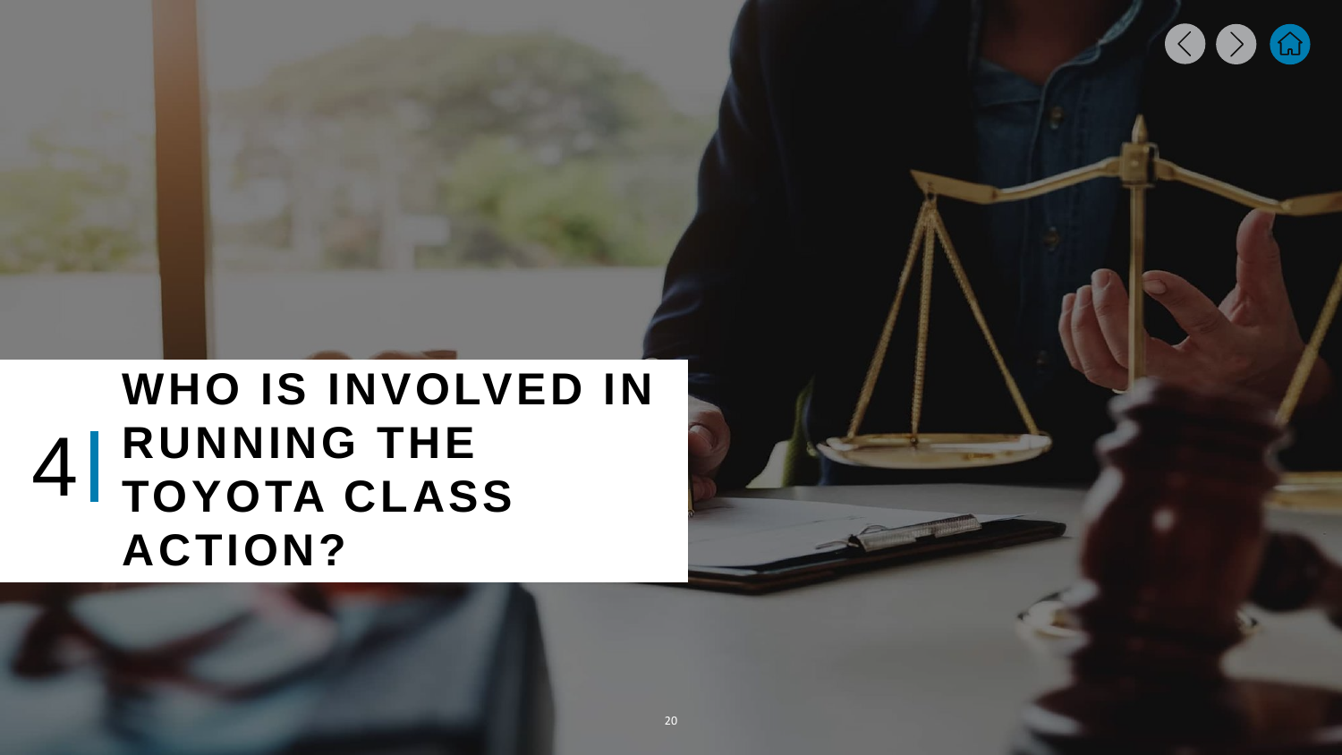# 4 | WHO IS INVOLVED IN RUNNING THE TOYOTA CLASS ACTION?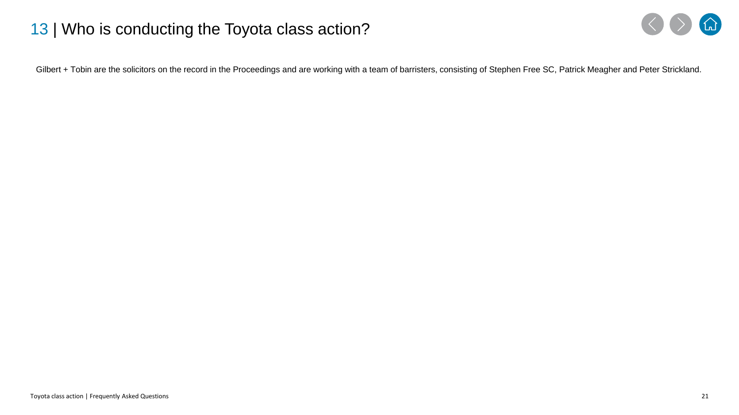# 13 | Who is conducting the Toyota class action?

Gilbert + Tobin are the solicitors on the record in the Proceedings and are working with a team of barristers, consisting of Stephen Free SC, Patrick Meagher and Peter Strickland.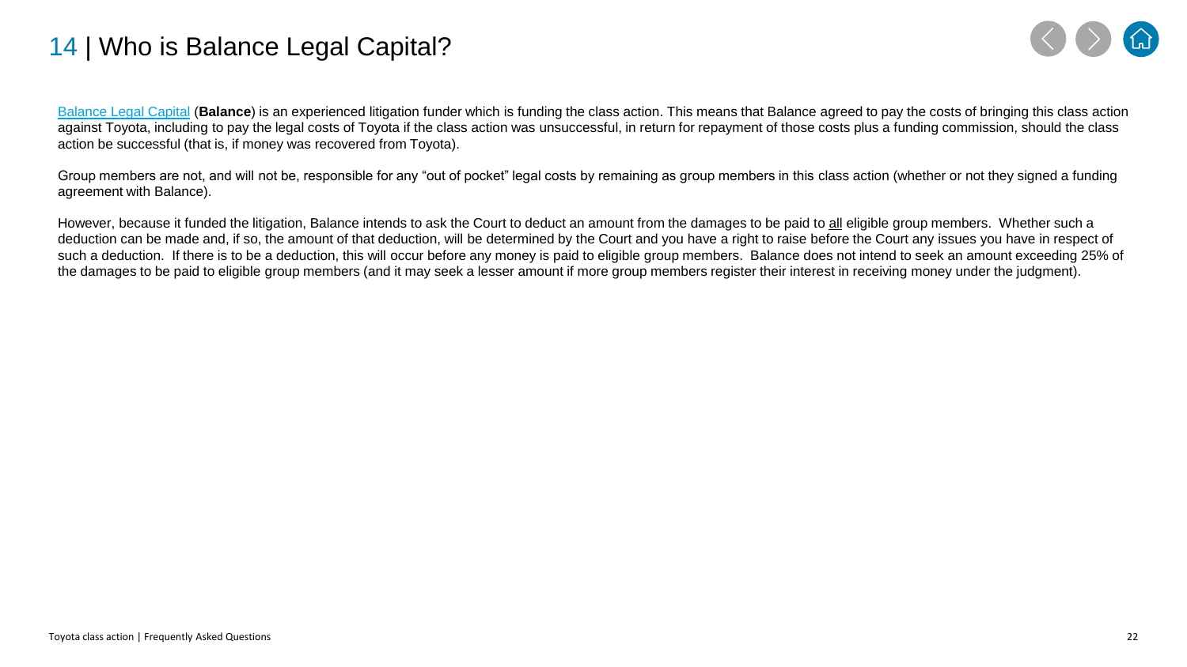# 14 | Who is Balance Legal Capital?

Balance Legal Capital (**Balance**) is an experienced litigation funder which is funding the class action. This means that Balance agreed to pay the costs of bringing this class action against Toyota, including to pay the legal costs of Toyota if the class action was unsuccessful, in return for repayment of those costs plus a funding commission, should the class action be successful (that is, if money was recovered from Toyota).

Group members are not, and will not be, responsible for any "out of pocket" legal costs by remaining as group members in this class action (whether or not they signed a funding agreement with Balance).

However, because it funded the litigation, Balance intends to ask the Court to deduct an amount from the damages to be paid to all eligible group members. Whether such a deduction can be made and, if so, the amount of that deduction, will be determined by the Court and you have a right to raise before the Court any issues you have in respect of such a deduction. If there is to be a deduction, this will occur before any money is paid to eligible group members. Balance does not intend to seek an amount exceeding 25% of the damages to be paid to eligible group members (and it may seek a lesser amount if more group members register their interest in receiving money under the judgment).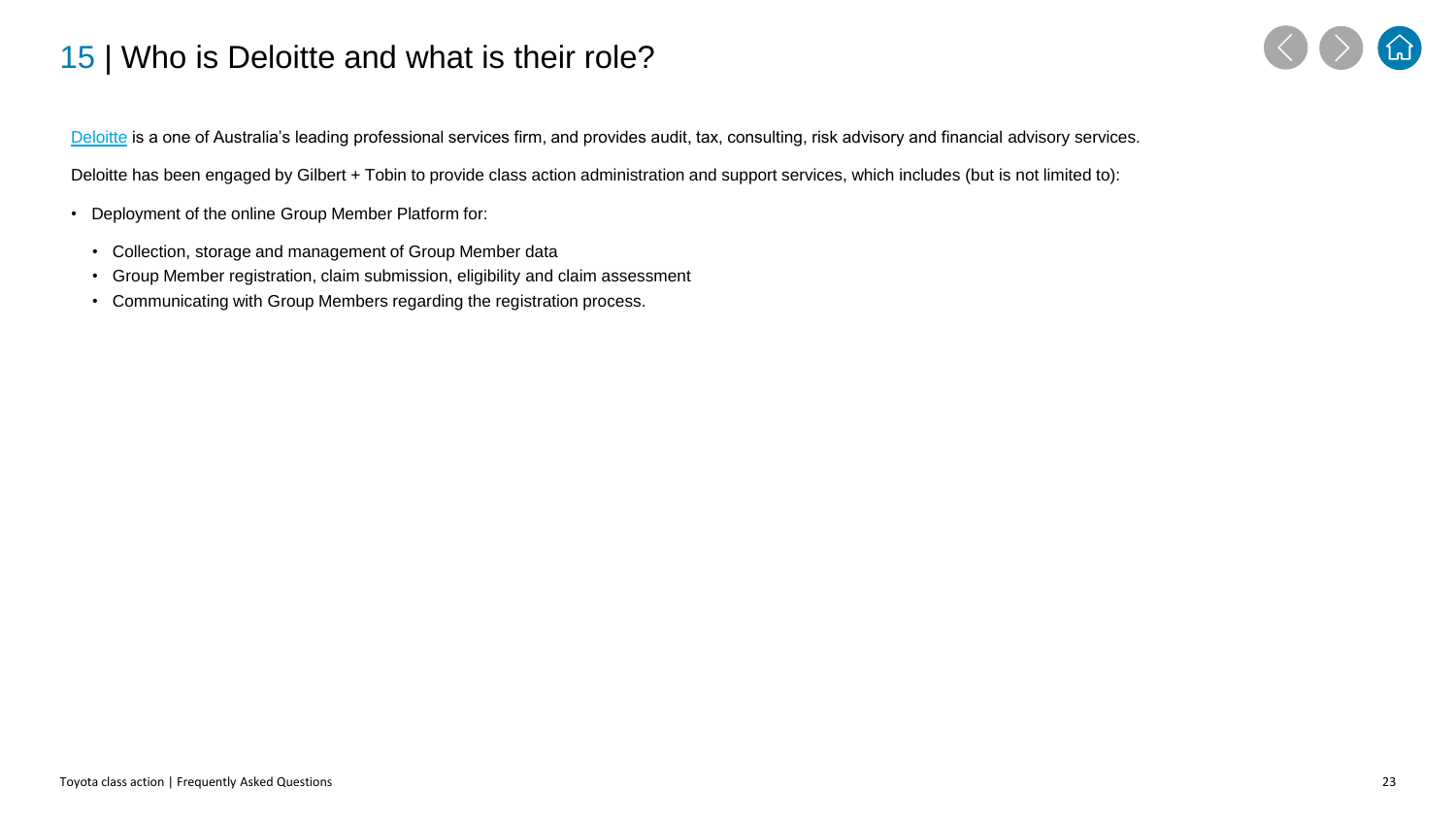# 15 | Who is Deloitte and what is their role?

Deloitte is a one of Australia's leading professional services firm, and provides audit, tax, consulting, risk advisory and financial advisory services.

Deloitte has been engaged by Gilbert + Tobin to provide class action administration and support services, which includes (but is not limited to):

- Deployment of the online Group Member Platform for:
  - Collection, storage and management of Group Member data
  - Group Member registration, claim submission, eligibility and claim assessment
  - Communicating with Group Members regarding the registration process.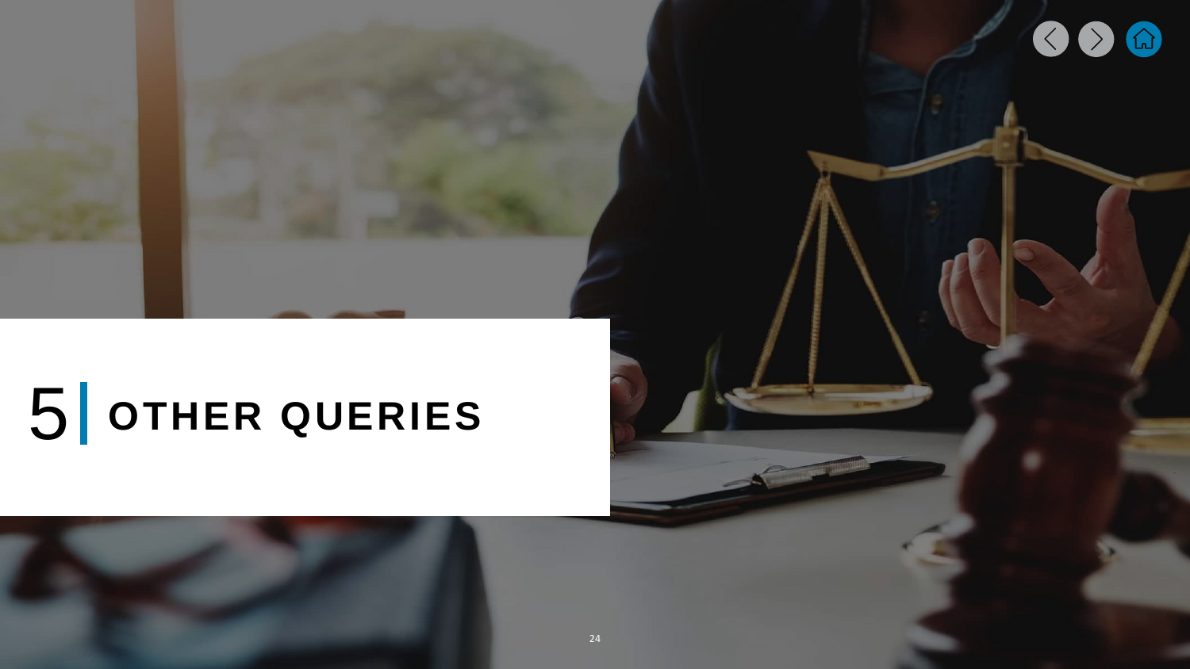# 5 OTHER QUERIES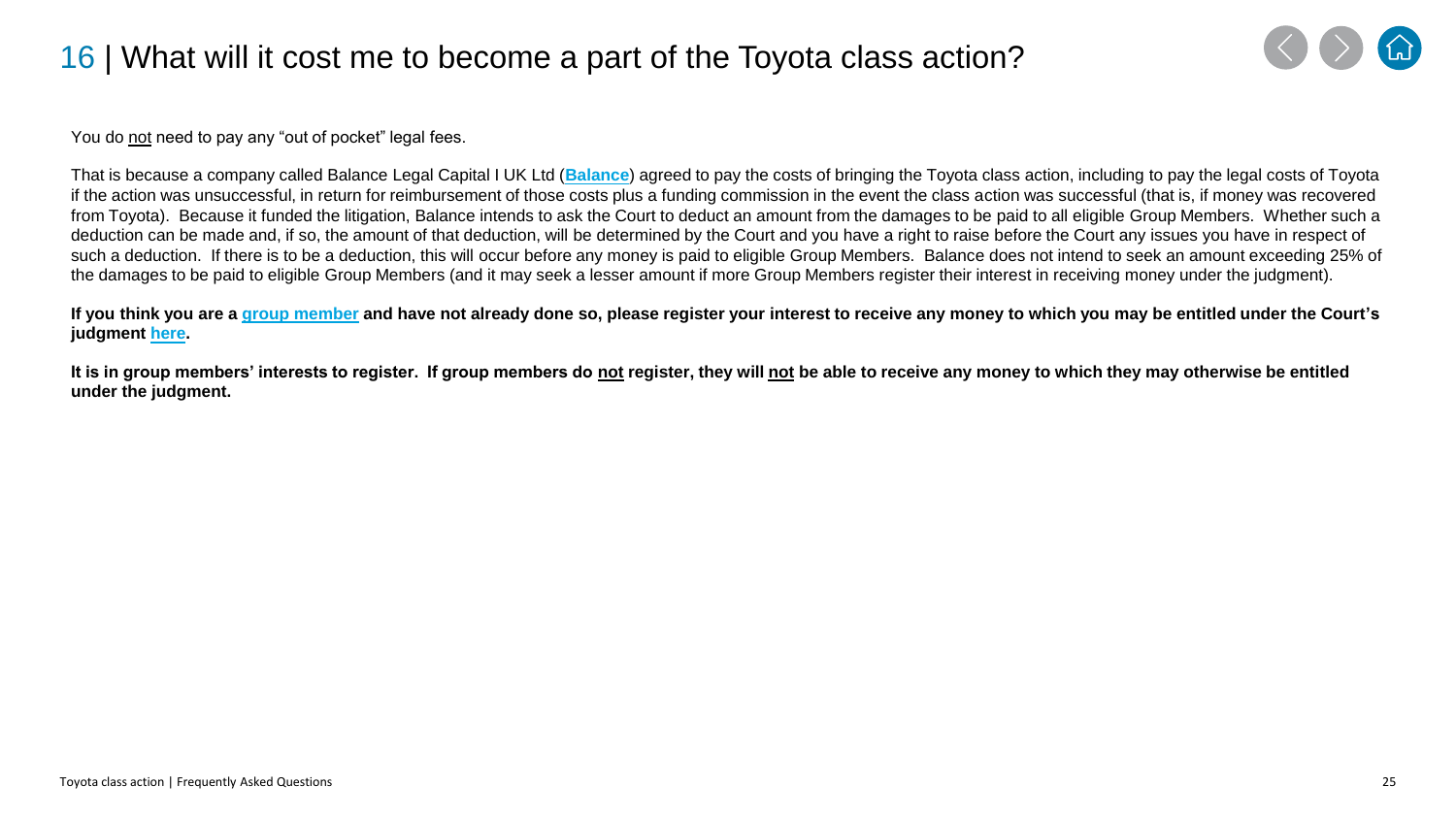# 16 | What will it cost me to become a part of the Toyota class action?

You do not need to pay any "out of pocket" legal fees.

That is because a company called Balance Legal Capital I UK Ltd (**Balance**) agreed to pay the costs of bringing the Toyota class action, including to pay the legal costs of Toyota if the action was unsuccessful, in return for reimbursement of those costs plus a funding commission in the event the class action was successful (that is, if money was recovered from Toyota). Because it funded the litigation, Balance intends to ask the Court to deduct an amount from the damages to be paid to all eligible Group Members. Whether such a deduction can be made and, if so, the amount of that deduction, will be determined by the Court and you have a right to raise before the Court any issues you have in respect of such a deduction. If there is to be a deduction, this will occur before any money is paid to eligible Group Members. Balance does not intend to seek an amount exceeding 25% of the damages to be paid to eligible Group Members (and it may seek a lesser amount if more Group Members register their interest in receiving money under the judgment).

**If you think you are a group member and have not already done so, please register your interest to receive any money to which you may be entitled under the Court's judgment here.**

**It is in group members' interests to register. If group members do not register, they will not be able to receive any money to which they may otherwise be entitled under the judgment.**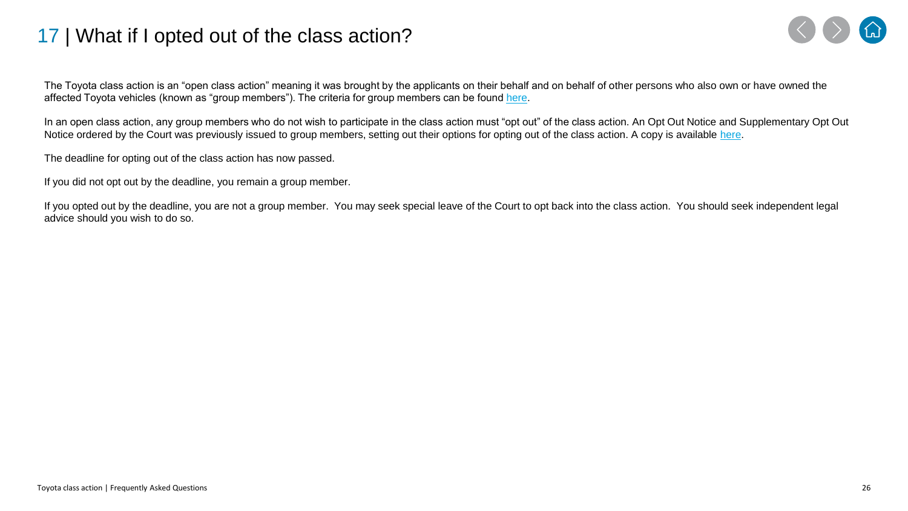# 17 | What if I opted out of the class action?

The Toyota class action is an "open class action" meaning it was brought by the applicants on their behalf and on behalf of other persons who also own or have owned the affected Toyota vehicles (known as "group members"). The criteria for group members can be found here.

In an open class action, any group members who do not wish to participate in the class action must "opt out" of the class action. An Opt Out Notice and Supplementary Opt Out Notice ordered by the Court was previously issued to group members, setting out their options for opting out of the class action. A copy is available here.

The deadline for opting out of the class action has now passed.

If you did not opt out by the deadline, you remain a group member.

If you opted out by the deadline, you are not a group member. You may seek special leave of the Court to opt back into the class action. You should seek independent legal advice should you wish to do so.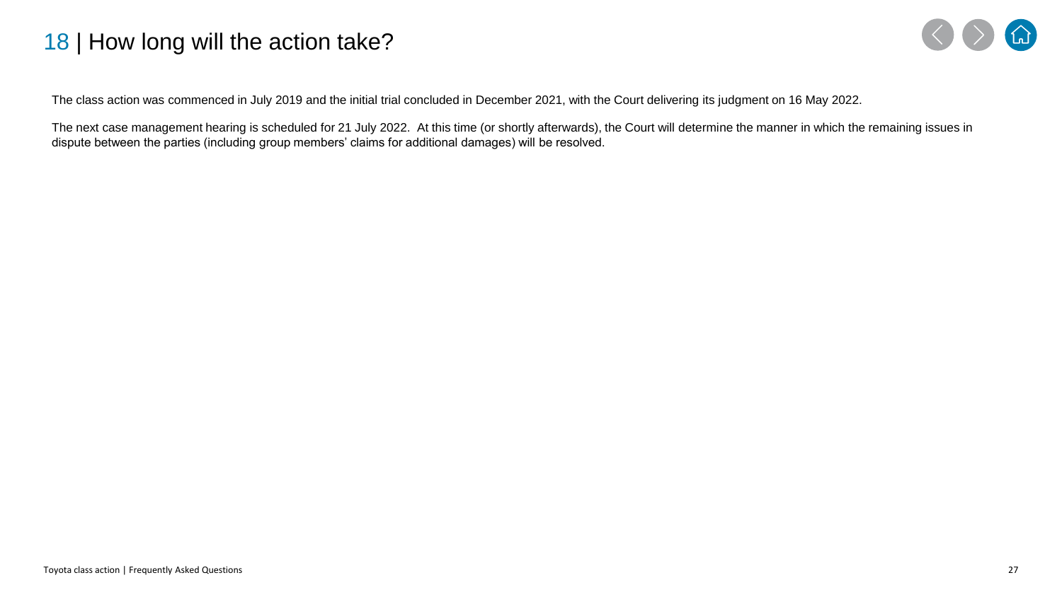# 18 | How long will the action take?

The class action was commenced in July 2019 and the initial trial concluded in December 2021, with the Court delivering its judgment on 16 May 2022.

The next case management hearing is scheduled for 21 July 2022. At this time (or shortly afterwards), the Court will determine the manner in which the remaining issues in dispute between the parties (including group members' claims for additional damages) will be resolved.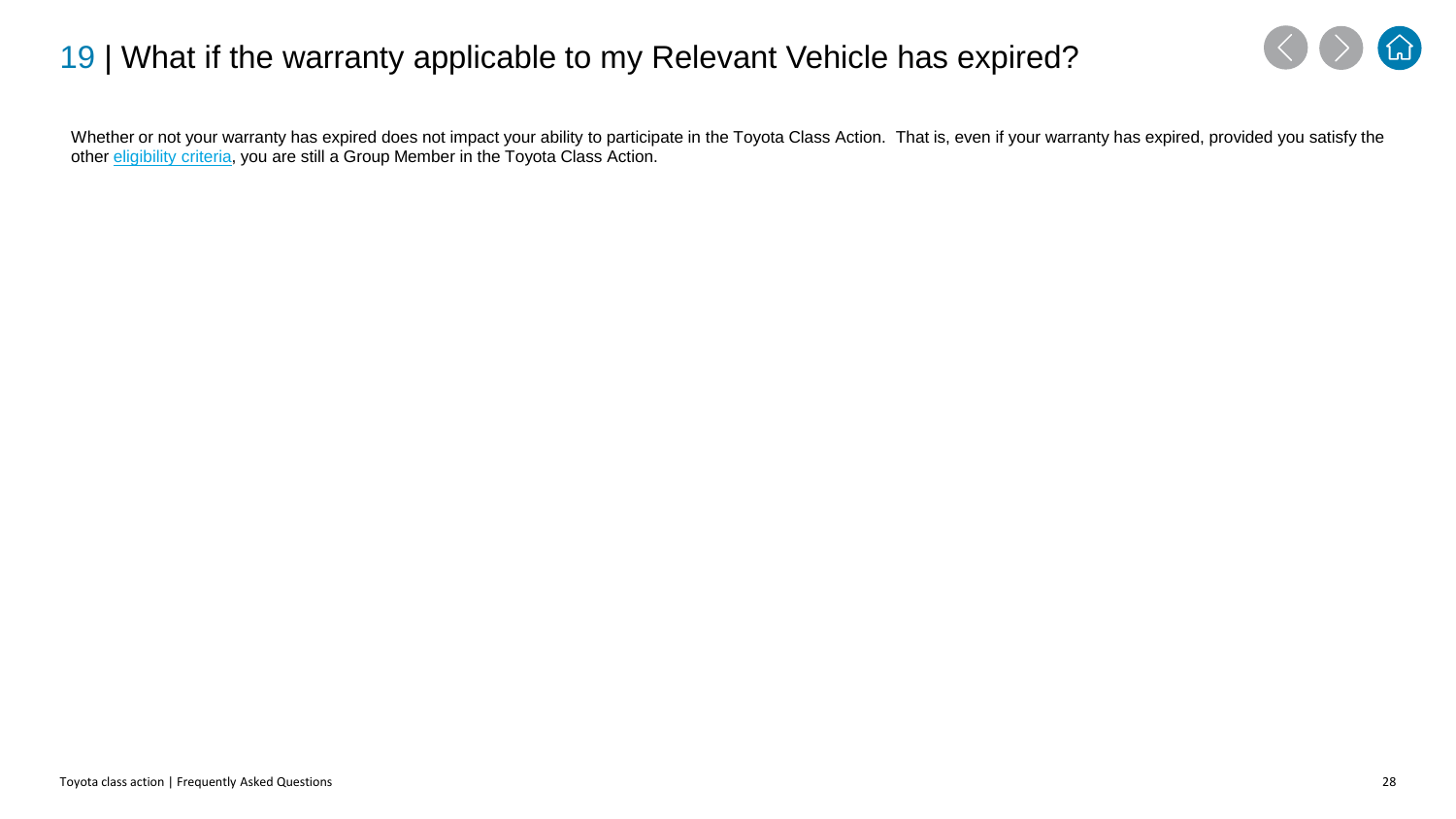# 19 | What if the warranty applicable to my Relevant Vehicle has expired?

Whether or not your warranty has expired does not impact your ability to participate in the Toyota Class Action. That is, even if your warranty has expired, provided you satisfy the other eligibility criteria, you are still a Group Member in the Toyota Class Action.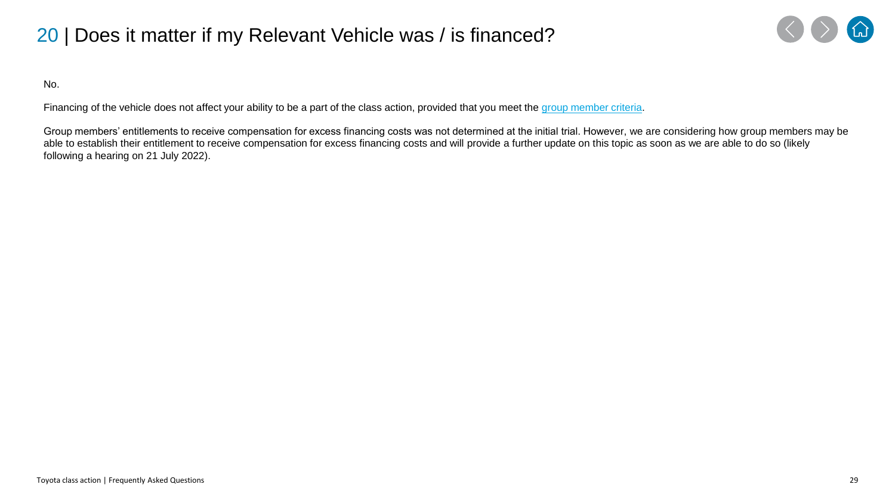# 20 | Does it matter if my Relevant Vehicle was / is financed?

No.

Financing of the vehicle does not affect your ability to be a part of the class action, provided that you meet the group member criteria.

Group members' entitlements to receive compensation for excess financing costs was not determined at the initial trial. However, we are considering how group members may be able to establish their entitlement to receive compensation for excess financing costs and will provide a further update on this topic as soon as we are able to do so (likely following a hearing on 21 July 2022).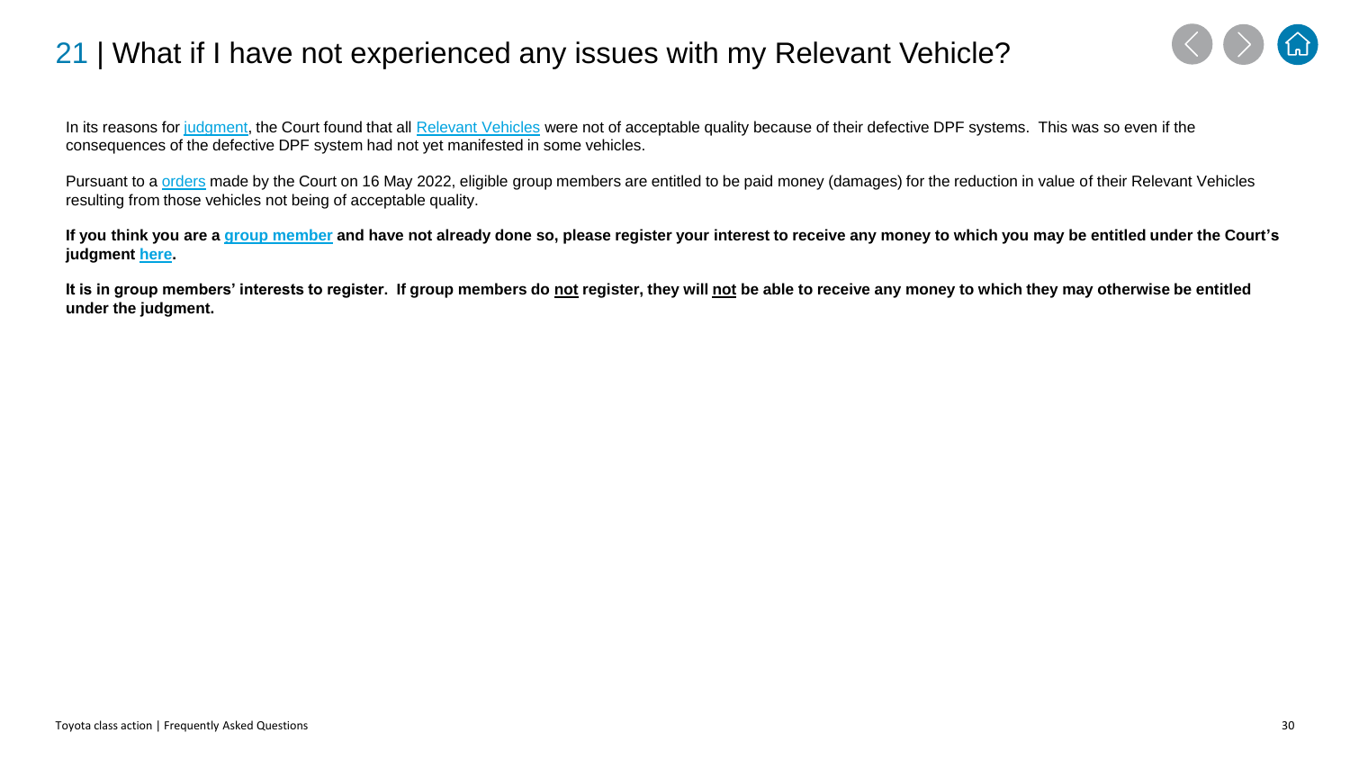# 21 | What if I have not experienced any issues with my Relevant Vehicle?

In its reasons for judgment, the Court found that all Relevant Vehicles were not of acceptable quality because of their defective DPF systems. This was so even if the consequences of the defective DPF system had not yet manifested in some vehicles.

Pursuant to a orders made by the Court on 16 May 2022, eligible group members are entitled to be paid money (damages) for the reduction in value of their Relevant Vehicles resulting from those vehicles not being of acceptable quality.

**If you think you are a group member and have not already done so, please register your interest to receive any money to which you may be entitled under the Court's judgment here.**

**It is in group members' interests to register. If group members do not register, they will not be able to receive any money to which they may otherwise be entitled under the judgment.**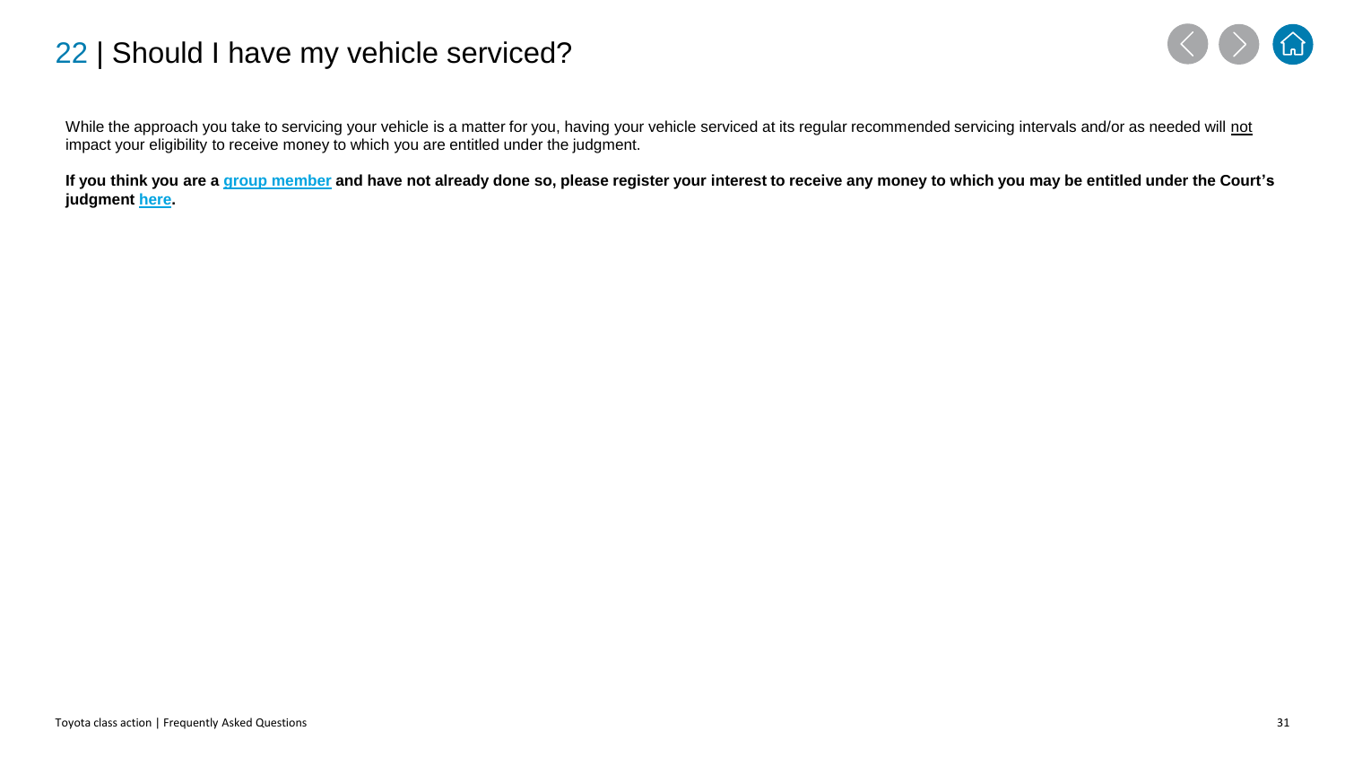# 22 | Should I have my vehicle serviced?

While the approach you take to servicing your vehicle is a matter for you, having your vehicle serviced at its regular recommended servicing intervals and/or as needed will not impact your eligibility to receive money to which you are entitled under the judgment.

**If you think you are a group member and have not already done so, please register your interest to receive any money to which you may be entitled under the Court's judgment here.**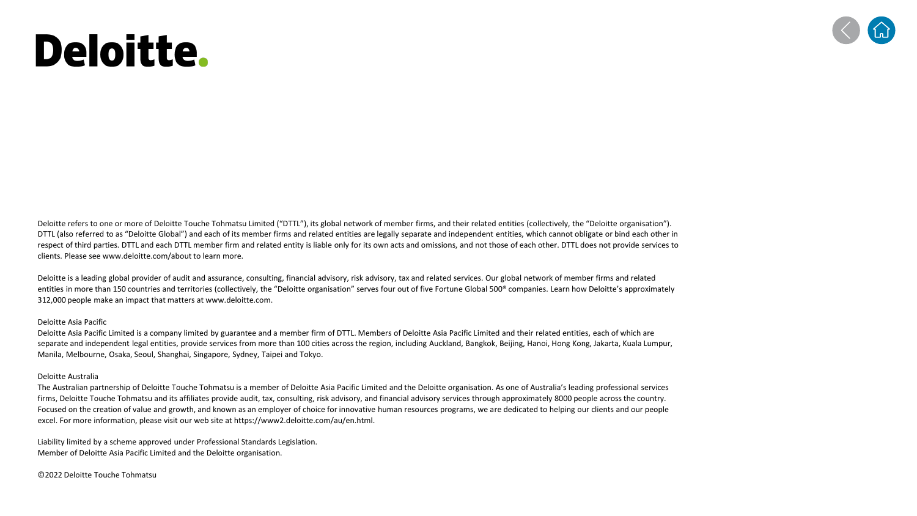# Deloitte.

Deloitte refers to one or more of Deloitte Touche Tohmatsu Limited ("DTTL"), its global network of member firms, and their related entities (collectively, the "Deloitte organisation"). DTTL (also referred to as "Deloitte Global") and each of its member firms and related entities are legally separate and independent entities, which cannot obligate or bind each other in respect of third parties. DTTL and each DTTL member firm and related entity is liable only for its own acts and omissions, and not those of each other. DTTL does not provide services to clients. Please see www.deloitte.com/about to learn more.

Deloitte is a leading global provider of audit and assurance, consulting, financial advisory, risk advisory, tax and related services. Our global network of member firms and related entities in more than 150 countries and territories (collectively, the "Deloitte organisation" serves four out of five Fortune Global 500® companies. Learn how Deloitte's approximately 312,000 people make an impact that matters at www.deloitte.com.

Deloitte Asia Pacific

Deloitte Asia Pacific Limited is a company limited by guarantee and a member firm of DTTL. Members of Deloitte Asia Pacific Limited and their related entities, each of which are separate and independent legal entities, provide services from more than 100 cities across the region, including Auckland, Bangkok, Beijing, Hanoi, Hong Kong, Jakarta, Kuala Lumpur, Manila, Melbourne, Osaka, Seoul, Shanghai, Singapore, Sydney, Taipei and Tokyo.

Deloitte Australia

The Australian partnership of Deloitte Touche Tohmatsu is a member of Deloitte Asia Pacific Limited and the Deloitte organisation. As one of Australia's leading professional services firms, Deloitte Touche Tohmatsu and its affiliates provide audit, tax, consulting, risk advisory, and financial advisory services through approximately 8000 people across the country. Focused on the creation of value and growth, and known as an employer of choice for innovative human resources programs, we are dedicated to helping our clients and our people excel. For more information, please visit our web site at https://www2.deloitte.com/au/en.html.

Liability limited by a scheme approved under Professional Standards Legislation.
Member of Deloitte Asia Pacific Limited and the Deloitte organisation.

©2022 Deloitte Touche Tohmatsu